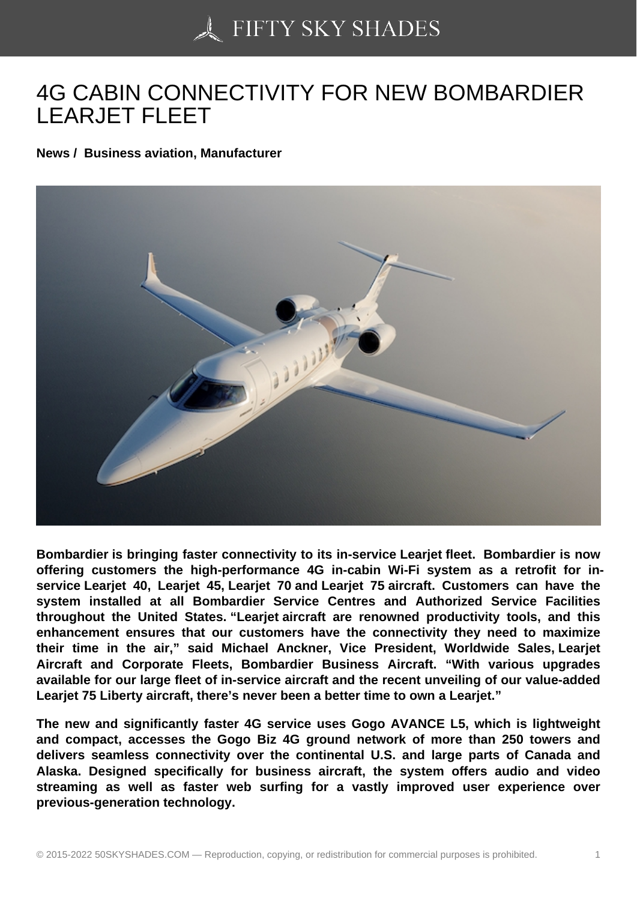# 4G CABIN CONNECTIVITY FOR NEW BOMBARDIER LEARJET FLEET

**News / Business aviation, Manufacturer**

**Bombardier is bringing faster connectivity to its in-service Learjet fleet. Bombardier is now offering customers the high-performance 4G in-cabin Wi-Fi system as a retrofit for in-service Learjet 40, Learjet 45, Learjet 70 and Learjet 75 aircraft. Customers can have the system installed at all Bombardier Service Centres and Authorized Service Facilities throughout the United States. "Learjet aircraft are renowned productivity tools, and this enhancement ensures that our customers have the connectivity they need to maximize their time in the air," said Michael Anckner, Vice President, Worldwide Sales, Learjet Aircraft and Corporate Fleets, Bombardier Business Aircraft. "With various upgrades available for our large fleet of in-service aircraft and the recent unveiling of our value-added Learjet 75 Liberty aircraft, there's never been a better time to own a Learjet."**

**The new and significantly faster 4G service uses Gogo AVANCE L5, which is lightweight and compact, accesses the Gogo Biz 4G ground network of more than 250 towers and delivers seamless connectivity over the continental U.S. and large parts of Canada and Alaska. Designed specifically for business aircraft, the system offers audio and video streaming as well as faster web surfing for a vastly improved user experience over previous-generation technology.**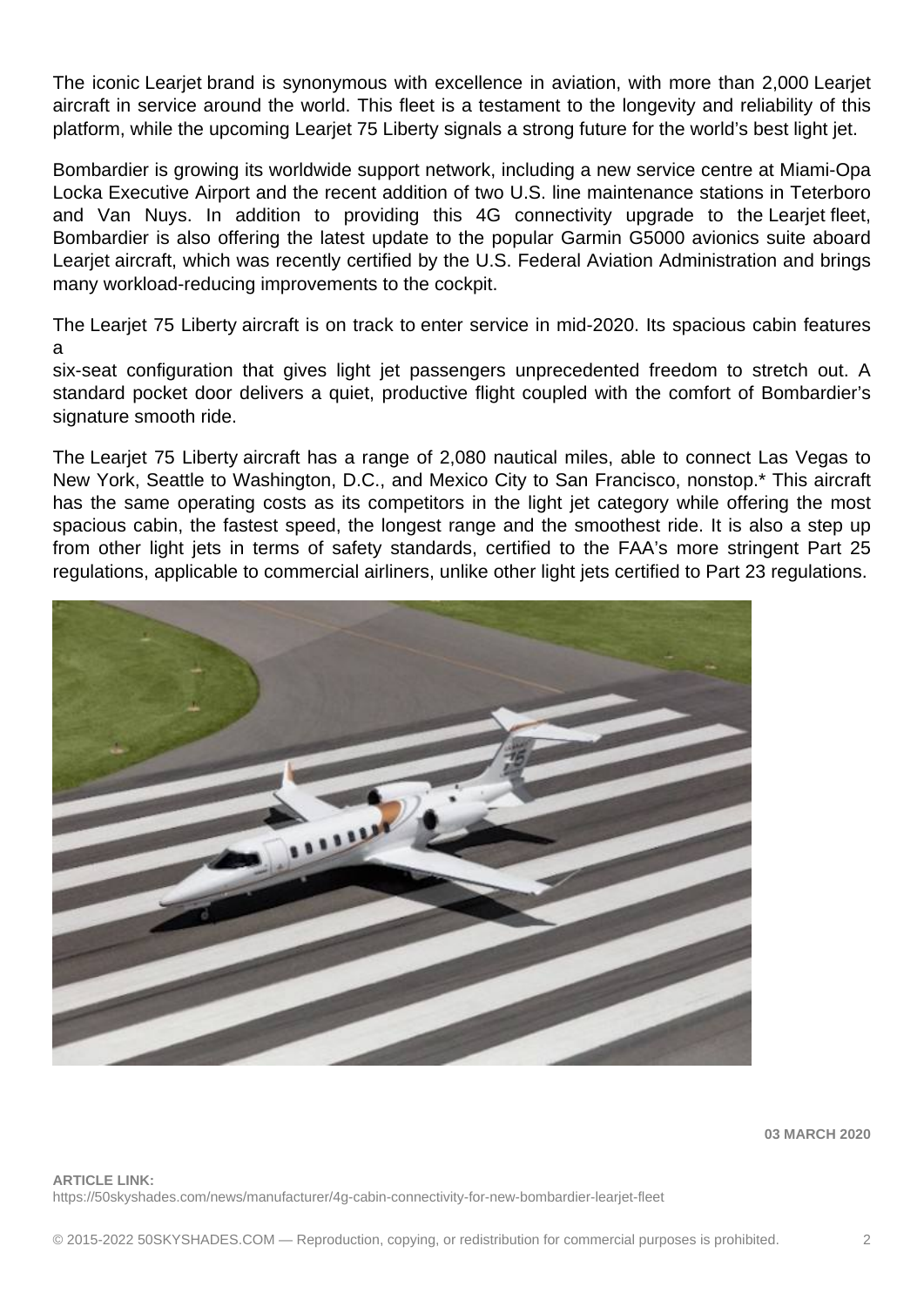The iconic Learjet brand is synonymous with excellence in aviation, with more than 2,000 Learjet aircraft in service around the world. This fleet is a testament to the longevity and reliability of this platform, while the upcoming Learjet 75 Liberty signals a strong future for the world's best light jet.

Bombardier is growing its worldwide support network, including a new service centre at Miami-Opa Locka Executive Airport and the recent addition of two U.S. line maintenance stations in Teterboro and Van Nuys. In addition to providing this 4G connectivity upgrade to the Learjet fleet, Bombardier is also offering the latest update to the popular Garmin G5000 avionics suite aboard Learjet aircraft, which was recently certified by the U.S. Federal Aviation Administration and brings many workload-reducing improvements to the cockpit.

The Learjet 75 Liberty aircraft is on track to enter service in mid-2020. Its spacious cabin features a six-seat configuration that gives light jet passengers unprecedented freedom to stretch out. A standard pocket door delivers a quiet, productive flight coupled with the comfort of Bombardier's signature smooth ride.

The Learjet 75 Liberty aircraft has a range of 2,080 nautical miles, able to connect Las Vegas to New York, Seattle to Washington, D.C., and Mexico City to San Francisco, nonstop.* This aircraft has the same operating costs as its competitors in the light jet category while offering the most spacious cabin, the fastest speed, the longest range and the smoothest ride. It is also a step up from other light jets in terms of safety standards, certified to the FAA's more stringent Part 25 regulations, applicable to commercial airliners, unlike other light jets certified to Part 23 regulations.

**03 MARCH 2020**

**ARTICLE LINK:**
https://50skyshades.com/news/manufacturer/4g-cabin-connectivity-for-new-bombardier-learjet-fleet

© 2015-2022 50SKYSHADES.COM — Reproduction, copying, or redistribution for commercial purposes is prohibited.